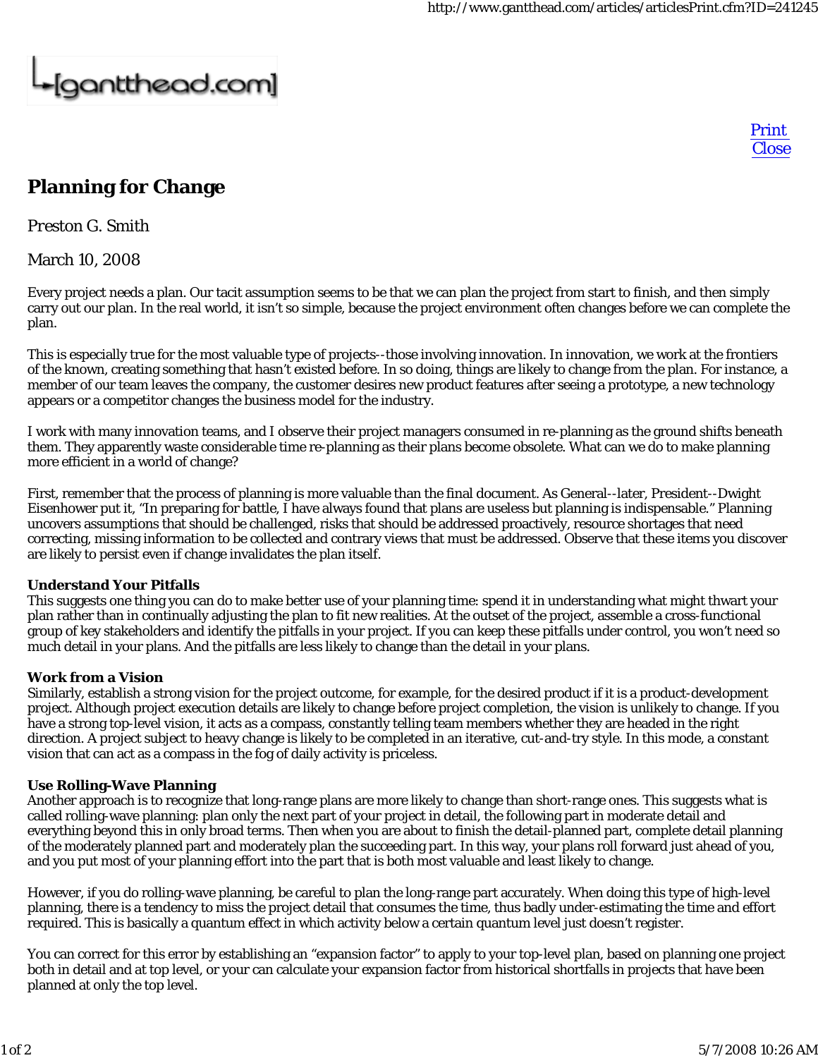# Planning for Change

*Preston G. Smith*

March 10, 2008

Every project needs a plan. Our tacit assumption seems to be that we can plan the project from start to finish, and then simply carry out our plan. In the real world, it isn't so simple, because the project environment often changes before we can complete the plan.

This is especially true for the most valuable type of projects--those involving innovation. In innovation, we work at the frontiers of the known, creating something that hasn't existed before. In so doing, things are likely to change from the plan. For instance, a member of our team leaves the company, the customer desires new product features after seeing a prototype, a new technology appears or a competitor changes the business model for the industry.

I work with many innovation teams, and I observe their project managers consumed in re-planning as the ground shifts beneath them. They apparently waste considerable time re-planning as their plans become obsolete. What can we do to make planning more efficient in a world of change?

First, remember that the process of planning is more valuable than the final document. As General--later, President--Dwight Eisenhower put it, "In preparing for battle, I have always found that plans are useless but planning is indispensable." Planning uncovers assumptions that should be challenged, risks that should be addressed proactively, resource shortages that need correcting, missing information to be collected and contrary views that must be addressed. Observe that these items you discover are likely to persist even if change invalidates the plan itself.

**Understand Your Pitfalls**

This suggests one thing you can do to make better use of your planning time: spend it in understanding what might thwart your plan rather than in continually adjusting the plan to fit new realities. At the outset of the project, assemble a cross-functional group of key stakeholders and identify the pitfalls in your project. If you can keep these pitfalls under control, you won't need so much detail in your plans. And the pitfalls are less likely to change than the detail in your plans.

**Work from a Vision**

Similarly, establish a strong vision for the project outcome, for example, for the desired product if it is a product-development project. Although project execution details are likely to change before project completion, the vision is unlikely to change. If you have a strong top-level vision, it acts as a compass, constantly telling team members whether they are headed in the right direction. A project subject to heavy change is likely to be completed in an iterative, cut-and-try style. In this mode, a constant vision that can act as a compass in the fog of daily activity is priceless.

**Use Rolling-Wave Planning**

Another approach is to recognize that long-range plans are more likely to change than short-range ones. This suggests what is called rolling-wave planning: plan only the next part of your project in detail, the following part in moderate detail and everything beyond this in only broad terms. Then when you are about to finish the detail-planned part, complete detail planning of the moderately planned part and moderately plan the succeeding part. In this way, your plans roll forward just ahead of you, and you put most of your planning effort into the part that is both most valuable and least likely to change.

However, if you do rolling-wave planning, be careful to plan the long-range part accurately. When doing this type of high-level planning, there is a tendency to miss the project detail that consumes the time, thus badly under-estimating the time and effort required. This is basically a quantum effect in which activity below a certain quantum level just doesn't register.

You can correct for this error by establishing an "expansion factor" to apply to your top-level plan, based on planning one project both in detail and at top level, or your can calculate your expansion factor from historical shortfalls in projects that have been planned at only the top level.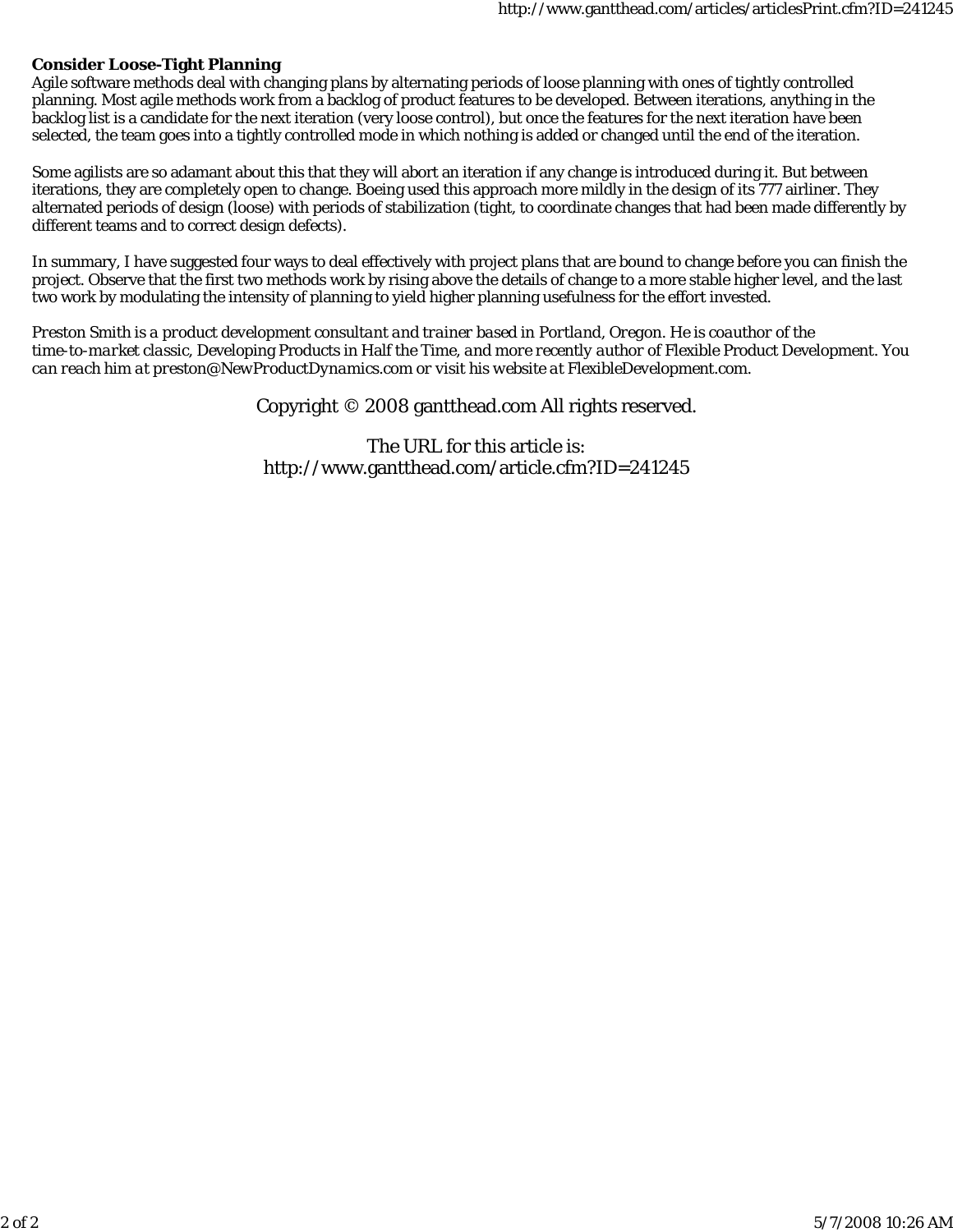**Consider Loose-Tight Planning**

Agile software methods deal with changing plans by alternating periods of loose planning with ones of tightly controlled planning. Most agile methods work from a backlog of product features to be developed. Between iterations, anything in the backlog list is a candidate for the next iteration (very loose control), but once the features for the next iteration have been selected, the team goes into a tightly controlled mode in which nothing is added or changed until the end of the iteration.

Some agilists are so adamant about this that they will abort an iteration if any change is introduced during it. But between iterations, they are completely open to change. Boeing used this approach more mildly in the design of its 777 airliner. They alternated periods of design (loose) with periods of stabilization (tight, to coordinate changes that had been made differently by different teams and to correct design defects).

In summary, I have suggested four ways to deal effectively with project plans that are bound to change before you can finish the project. Observe that the first two methods work by rising above the details of change to a more stable higher level, and the last two work by modulating the intensity of planning to yield higher planning usefulness for the effort invested.

*Preston Smith is a product development consultant and trainer based in Portland, Oregon. He is coauthor of the time-to-market classic,* Developing Products in Half the Time, *and more recently author of* Flexible Product Development. *You can reach him at preston@NewProductDynamics.com or visit his website at* FlexibleDevelopment.com.

Copyright © 2008 gantthead.com All rights reserved.

The URL for this article is:
http://www.gantthead.com/article.cfm?ID=241245